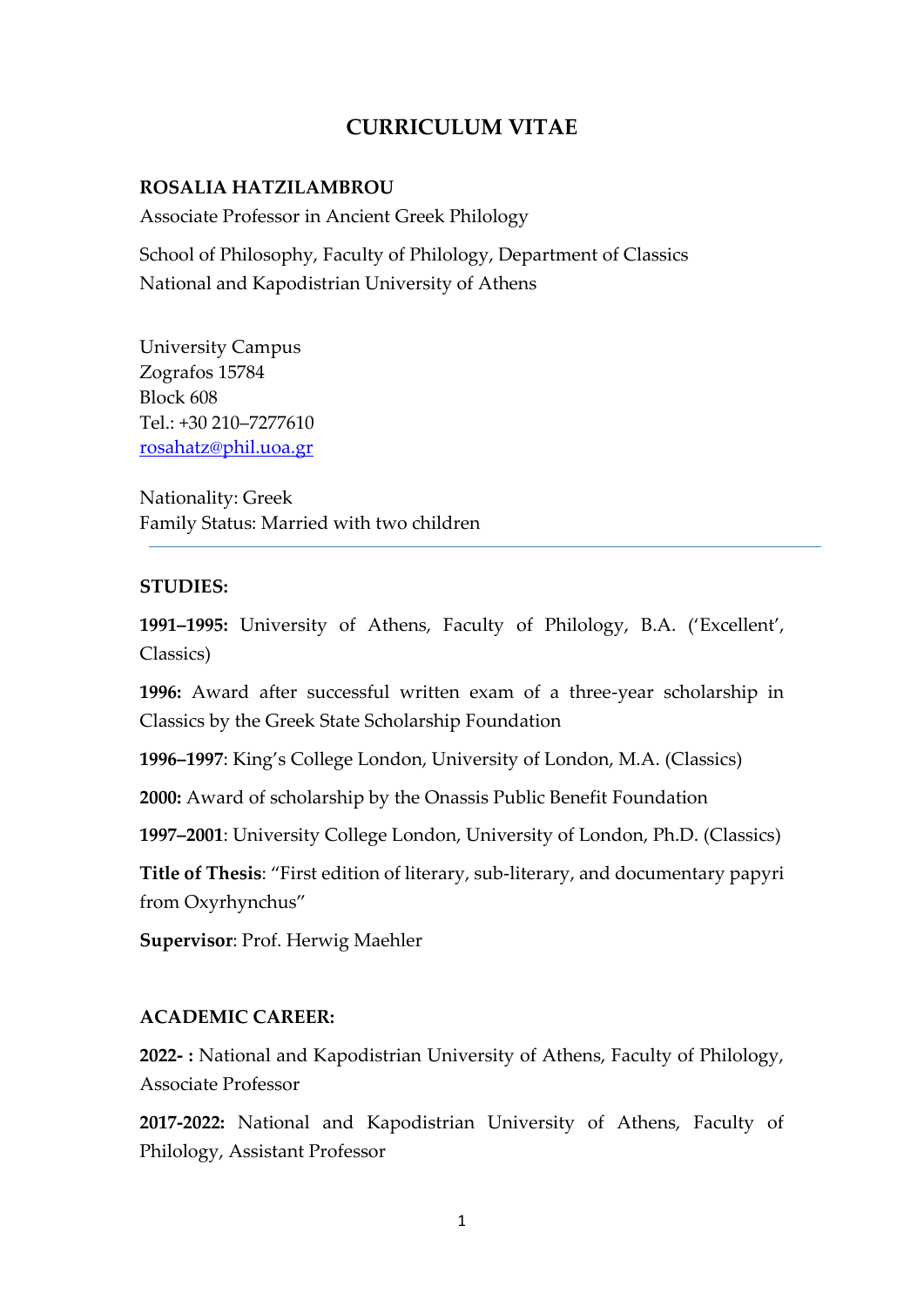# CURRICULUM VITAE

**ROSALIA HATZILAMBROU**

Associate Professor in Ancient Greek Philology

School of Philosophy, Faculty of Philology, Department of Classics
National and Kapodistrian University of Athens

University Campus
Zografos 15784
Block 608
Tel.: +30 210–7277610
rosahatz@phil.uoa.gr

Nationality: Greek
Family Status: Married with two children

---

## STUDIES:

**1991–1995:** University of Athens, Faculty of Philology, B.A. ('Excellent', Classics)

**1996:** Award after successful written exam of a three-year scholarship in Classics by the Greek State Scholarship Foundation

**1996–1997**: King's College London, University of London, M.A. (Classics)

**2000:** Award of scholarship by the Onassis Public Benefit Foundation

**1997–2001**: University College London, University of London, Ph.D. (Classics)

**Title of Thesis**: "First edition of literary, sub-literary, and documentary papyri from Oxyrhynchus"

**Supervisor**: Prof. Herwig Maehler

## ACADEMIC CAREER:

**2022- :** National and Kapodistrian University of Athens, Faculty of Philology, Associate Professor

**2017-2022:** National and Kapodistrian University of Athens, Faculty of Philology, Assistant Professor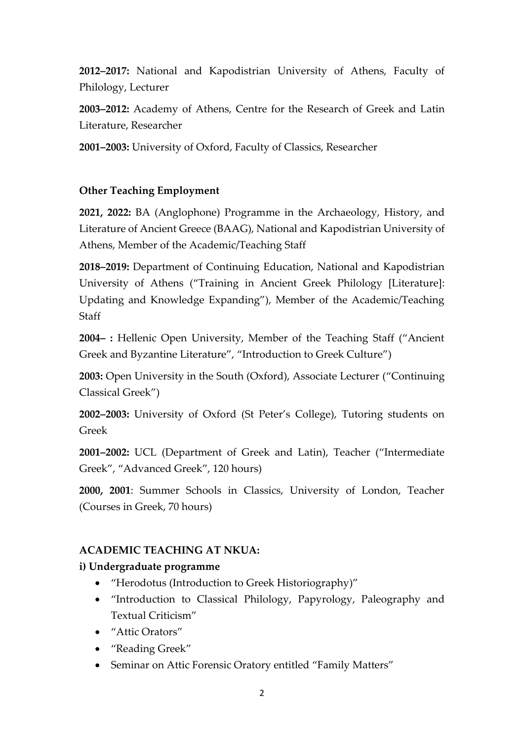**2012–2017:** National and Kapodistrian University of Athens, Faculty of Philology, Lecturer

**2003–2012:** Academy of Athens, Centre for the Research of Greek and Latin Literature, Researcher

**2001–2003:** University of Oxford, Faculty of Classics, Researcher

### Other Teaching Employment

**2021, 2022:** BA (Anglophone) Programme in the Archaeology, History, and Literature of Ancient Greece (BAAG), National and Kapodistrian University of Athens, Member of the Academic/Teaching Staff

**2018–2019:** Department of Continuing Education, National and Kapodistrian University of Athens ("Training in Ancient Greek Philology [Literature]: Updating and Knowledge Expanding"), Member of the Academic/Teaching Staff

**2004– :** Hellenic Open University, Member of the Teaching Staff ("Ancient Greek and Byzantine Literature", "Introduction to Greek Culture")

**2003:** Open University in the South (Oxford), Associate Lecturer ("Continuing Classical Greek")

**2002–2003:** University of Oxford (St Peter's College), Tutoring students on Greek

**2001–2002:** UCL (Department of Greek and Latin), Teacher ("Intermediate Greek", "Advanced Greek", 120 hours)

**2000, 2001**: Summer Schools in Classics, University of London, Teacher (Courses in Greek, 70 hours)

### ACADEMIC TEACHING AT NKUA:

**i) Undergraduate programme**

- "Herodotus (Introduction to Greek Historiography)"
- "Introduction to Classical Philology, Papyrology, Paleography and Textual Criticism"
- "Attic Orators"
- "Reading Greek"
- Seminar on Attic Forensic Oratory entitled "Family Matters"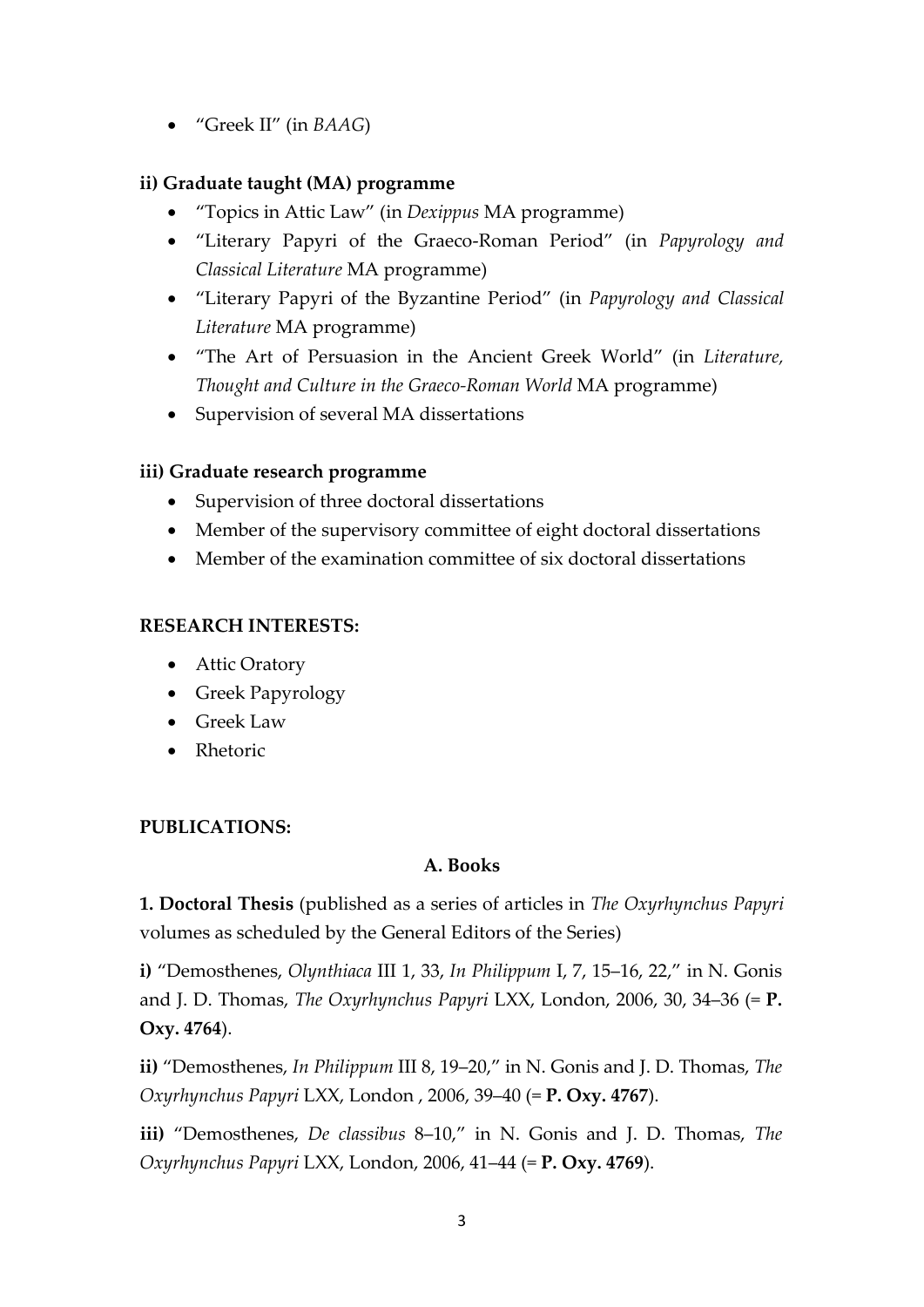- "Greek II" (in *BAAG*)

**ii) Graduate taught (MA) programme**

- "Topics in Attic Law" (in *Dexippus* MA programme)
- "Literary Papyri of the Graeco-Roman Period" (in *Papyrology and Classical Literature* MA programme)
- "Literary Papyri of the Byzantine Period" (in *Papyrology and Classical Literature* MA programme)
- "The Art of Persuasion in the Ancient Greek World" (in *Literature, Thought and Culture in the Graeco-Roman World* MA programme)
- Supervision of several MA dissertations

**iii) Graduate research programme**

- Supervision of three doctoral dissertations
- Member of the supervisory committee of eight doctoral dissertations
- Member of the examination committee of six doctoral dissertations

**RESEARCH INTERESTS:**

- Attic Oratory
- Greek Papyrology
- Greek Law
- Rhetoric

**PUBLICATIONS:**

**A. Books**

**1. Doctoral Thesis** (published as a series of articles in *The Oxyrhynchus Papyri* volumes as scheduled by the General Editors of the Series)

**i)** "Demosthenes, *Olynthiaca* III 1, 33, *In Philippum* I, 7, 15–16, 22," in N. Gonis and J. D. Thomas, *The Oxyrhynchus Papyri* LXX, London, 2006, 30, 34–36 (= **P. Oxy. 4764**).

**ii)** "Demosthenes, *In Philippum* III 8, 19–20," in N. Gonis and J. D. Thomas, *The Oxyrhynchus Papyri* LXX, London , 2006, 39–40 (= **P. Oxy. 4767**).

**iii)** "Demosthenes, *De classibus* 8–10," in N. Gonis and J. D. Thomas, *The Oxyrhynchus Papyri* LXX, London, 2006, 41–44 (= **P. Oxy. 4769**).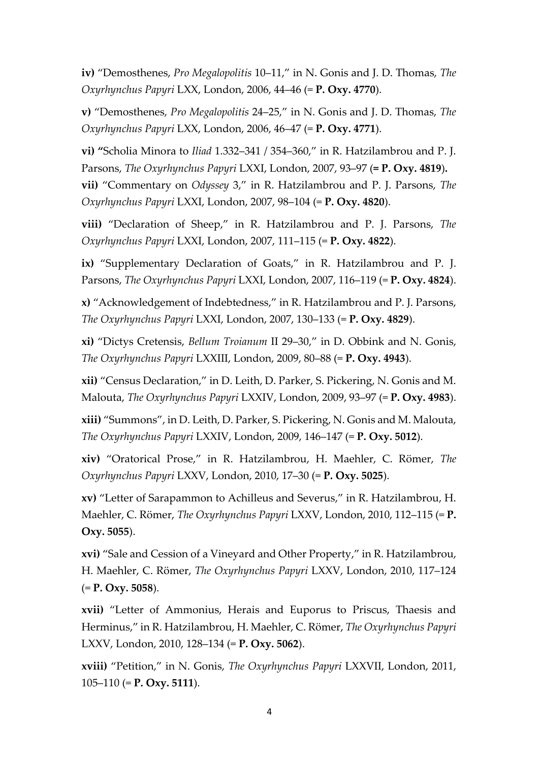**iv)** "Demosthenes, *Pro Megalopolitis* 10–11," in N. Gonis and J. D. Thomas, *The Oxyrhynchus Papyri* LXX, London, 2006, 44–46 (= **P. Oxy. 4770**).

**v)** "Demosthenes, *Pro Megalopolitis* 24–25," in N. Gonis and J. D. Thomas, *The Oxyrhynchus Papyri* LXX, London, 2006, 46–47 (= **P. Oxy. 4771**).

**vi) "**Scholia Minora to *Iliad* 1.332–341 / 354–360," in R. Hatzilambrou and P. J. Parsons, *The Oxyrhynchus Papyri* LXXI, London, 2007, 93–97 **(= P. Oxy. 4819).**

**vii)** "Commentary on *Odyssey* 3," in R. Hatzilambrou and P. J. Parsons, *The Oxyrhynchus Papyri* LXXI, London, 2007, 98–104 (= **P. Oxy. 4820**).

**viii)** "Declaration of Sheep," in R. Hatzilambrou and P. J. Parsons, *The Oxyrhynchus Papyri* LXXI, London, 2007, 111–115 (= **P. Oxy. 4822**).

**ix)** "Supplementary Declaration of Goats," in R. Hatzilambrou and P. J. Parsons, *The Oxyrhynchus Papyri* LXXI, London, 2007, 116–119 (= **P. Oxy. 4824**).

**x)** "Acknowledgement of Indebtedness," in R. Hatzilambrou and P. J. Parsons, *The Oxyrhynchus Papyri* LXXI, London, 2007, 130–133 (= **P. Oxy. 4829**).

**xi)** "Dictys Cretensis, *Bellum Troianum* II 29–30," in D. Obbink and N. Gonis, *The Oxyrhynchus Papyri* LXXIII, London, 2009, 80–88 (= **P. Oxy. 4943**).

**xii)** "Census Declaration," in D. Leith, D. Parker, S. Pickering, N. Gonis and M. Malouta, *The Oxyrhynchus Papyri* LXXIV, London, 2009, 93–97 (= **P. Oxy. 4983**).

**xiii)** "Summons", in D. Leith, D. Parker, S. Pickering, N. Gonis and M. Malouta, *The Oxyrhynchus Papyri* LXXIV, London, 2009, 146–147 (= **P. Oxy. 5012**).

**xiv)** "Oratorical Prose," in R. Hatzilambrou, H. Maehler, C. Römer, *The Oxyrhynchus Papyri* LXXV, London, 2010, 17–30 (= **P. Oxy. 5025**).

**xv)** "Letter of Sarapammon to Achilleus and Severus," in R. Hatzilambrou, H. Maehler, C. Römer, *The Oxyrhynchus Papyri* LXXV, London, 2010, 112–115 (= **P. Oxy. 5055**).

**xvi)** "Sale and Cession of a Vineyard and Other Property," in R. Hatzilambrou, H. Maehler, C. Römer, *The Oxyrhynchus Papyri* LXXV, London, 2010, 117–124 (= **P. Oxy. 5058**).

**xvii)** "Letter of Ammonius, Herais and Euporus to Priscus, Thaesis and Herminus," in R. Hatzilambrou, H. Maehler, C. Römer, *The Oxyrhynchus Papyri* LXXV, London, 2010, 128–134 (= **P. Oxy. 5062**).

**xviii)** "Petition," in N. Gonis, *The Oxyrhynchus Papyri* LXXVII, London, 2011, 105–110 (= **P. Oxy. 5111**).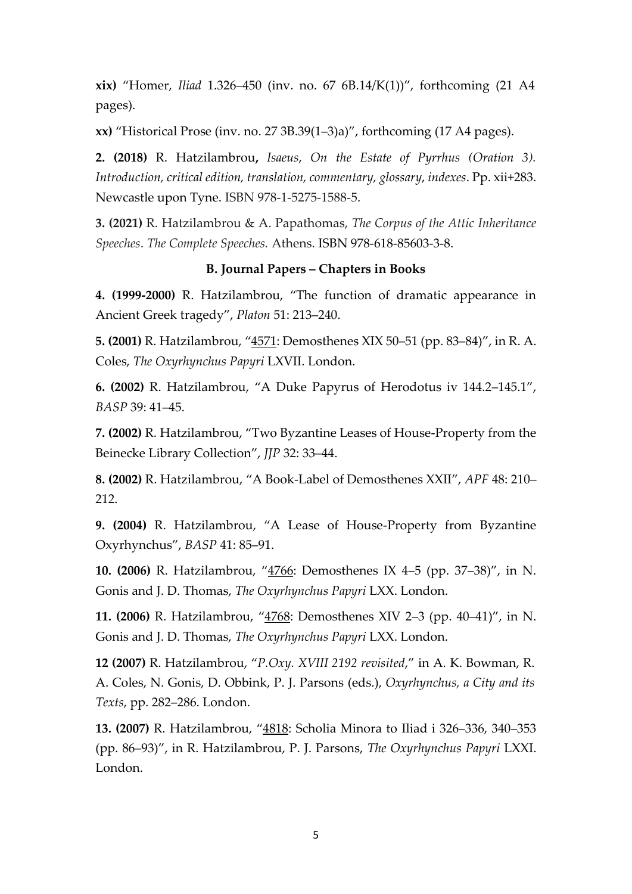**xix)** "Homer, *Iliad* 1.326–450 (inv. no. 67 6B.14/K(1))", forthcoming (21 A4 pages).

**xx)** "Historical Prose (inv. no. 27 3B.39(1–3)a)", forthcoming (17 A4 pages).

**2. (2018)** R. Hatzilambrou**,** *Isaeus, On the Estate of Pyrrhus (Oration 3). Introduction, critical edition, translation, commentary, glossary, indexes*. Pp. xii+283. Newcastle upon Tyne. ISBN 978-1-5275-1588-5.

**3. (2021)** R. Hatzilambrou & A. Papathomas, *The Corpus of the Attic Inheritance Speeches*. *The Complete Speeches.* Athens. ISBN 978-618-85603-3-8.

### B. Journal Papers – Chapters in Books

**4. (1999-2000)** R. Hatzilambrou, "The function of dramatic appearance in Ancient Greek tragedy", *Platon* 51: 213–240.

**5. (2001)** R. Hatzilambrou, "4571: Demosthenes XIX 50–51 (pp. 83–84)", in R. A. Coles, *The Oxyrhynchus Papyri* LXVII. London.

**6. (2002)** R. Hatzilambrou, "A Duke Papyrus of Herodotus iv 144.2–145.1", *BASP* 39: 41–45.

**7. (2002)** R. Hatzilambrou, "Two Byzantine Leases of House-Property from the Beinecke Library Collection", *JJP* 32: 33–44.

**8. (2002)** R. Hatzilambrou, "A Book-Label of Demosthenes XXII", *APF* 48: 210–212.

**9. (2004)** R. Hatzilambrou, "A Lease of House-Property from Byzantine Oxyrhynchus", *BASP* 41: 85–91.

**10. (2006)** R. Hatzilambrou, "4766: Demosthenes IX 4–5 (pp. 37–38)", in N. Gonis and J. D. Thomas, *The Oxyrhynchus Papyri* LXX. London.

**11. (2006)** R. Hatzilambrou, "4768: Demosthenes XIV 2–3 (pp. 40–41)", in N. Gonis and J. D. Thomas, *The Oxyrhynchus Papyri* LXX. London.

**12 (2007)** R. Hatzilambrou, "*P.Oxy. XVIII 2192 revisited*," in A. K. Bowman, R. A. Coles, N. Gonis, D. Obbink, P. J. Parsons (eds.), *Oxyrhynchus, a City and its Texts*, pp. 282–286. London.

**13. (2007)** R. Hatzilambrou, "4818: Scholia Minora to Iliad i 326–336, 340–353 (pp. 86–93)", in R. Hatzilambrou, P. J. Parsons, *The Oxyrhynchus Papyri* LXXI. London.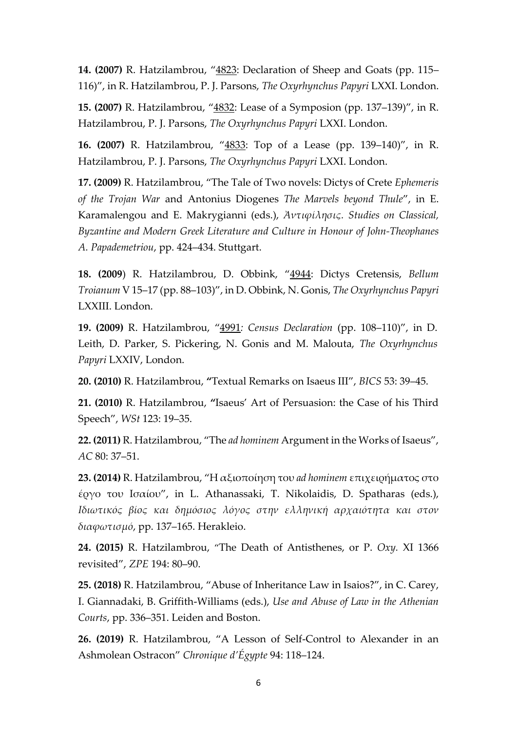**14. (2007)** R. Hatzilambrou, "4823: Declaration of Sheep and Goats (pp. 115–116)", in R. Hatzilambrou, P. J. Parsons, *The Oxyrhynchus Papyri* LXXI. London.

**15. (2007)** R. Hatzilambrou, "4832: Lease of a Symposion (pp. 137–139)", in R. Hatzilambrou, P. J. Parsons, *The Oxyrhynchus Papyri* LXXI. London.

**16. (2007)** R. Hatzilambrou, "4833: Top of a Lease (pp. 139–140)", in R. Hatzilambrou, P. J. Parsons, *The Oxyrhynchus Papyri* LXXI. London.

**17. (2009)** R. Hatzilambrou, "The Tale of Two novels: Dictys of Crete *Ephemeris of the Trojan War* and Antonius Diogenes *The Marvels beyond Thule*", in E. Karamalengou and E. Makrygianni (eds.), *Ἀντιφίλησις. Studies on Classical, Byzantine and Modern Greek Literature and Culture in Honour of John-Theophanes A. Papademetriou*, pp. 424–434. Stuttgart.

**18. (2009)** R. Hatzilambrou, D. Obbink, "4944: Dictys Cretensis, *Bellum Troianum* V 15–17 (pp. 88–103)", in D. Obbink, N. Gonis, *The Oxyrhynchus Papyri* LXXIII. London.

**19. (2009)** R. Hatzilambrou, "4991*: Census Declaration* (pp. 108–110)", in D. Leith, D. Parker, S. Pickering, N. Gonis and M. Malouta, *The Oxyrhynchus Papyri* LXXIV, London.

**20. (2010)** R. Hatzilambrou, "Textual Remarks on Isaeus III", *BICS* 53: 39–45.

**21. (2010)** R. Hatzilambrou, "Isaeus' Art of Persuasion: the Case of his Third Speech", *WSt* 123: 19–35.

**22. (2011)** R. Hatzilambrou, "The *ad hominem* Argument in the Works of Isaeus", *AC* 80: 37–51.

**23. (2014)** R. Hatzilambrou, "Η αξιοποίηση του *ad hominem* επιχειρήματος στο έργο του Ισαίου", in L. Athanassaki, T. Nikolaidis, D. Spatharas (eds.), *Ιδιωτικός βίος και δημόσιος λόγος στην ελληνική αρχαιότητα και στον διαφωτισμό*, pp. 137–165. Herakleio.

**24. (2015)** R. Hatzilambrou, "The Death of Antisthenes, or P. *Oxy.* XI 1366 revisited", *ZPE* 194: 80–90.

**25. (2018)** R. Hatzilambrou, "Abuse of Inheritance Law in Isaios?", in C. Carey, I. Giannadaki, B. Griffith-Williams (eds.), *Use and Abuse of Law in the Athenian Courts*, pp. 336–351. Leiden and Boston.

**26. (2019)** R. Hatzilambrou, "A Lesson of Self-Control to Alexander in an Ashmolean Ostracon" *Chronique d'Égypte* 94: 118–124.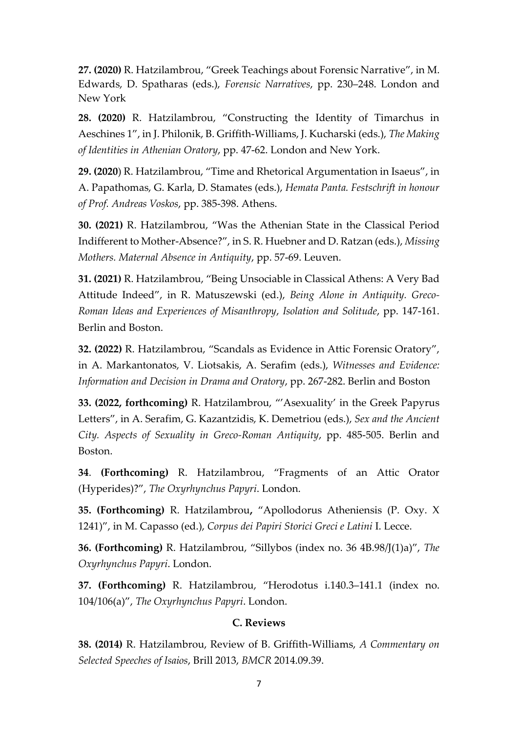**27. (2020)** R. Hatzilambrou, "Greek Teachings about Forensic Narrative", in M. Edwards, D. Spatharas (eds.), *Forensic Narratives*, pp. 230–248. London and New York

**28. (2020)** R. Hatzilambrou, "Constructing the Identity of Timarchus in Aeschines 1", in J. Philonik, B. Griffith-Williams, J. Kucharski (eds.), *The Making of Identities in Athenian Oratory*, pp. 47-62. London and New York.

**29. (2020**) R. Hatzilambrou, "Time and Rhetorical Argumentation in Isaeus", in A. Papathomas, G. Karla, D. Stamates (eds.), *Hemata Panta. Festschrift in honour of Prof. Andreas Voskos*, pp. 385-398. Athens.

**30. (2021)** R. Hatzilambrou, "Was the Athenian State in the Classical Period Indifferent to Mother-Absence?", in S. R. Huebner and D. Ratzan (eds.), *Missing Mothers. Maternal Absence in Antiquity*, pp. 57-69. Leuven.

**31. (2021)** R. Hatzilambrou, "Being Unsociable in Classical Athens: A Very Bad Attitude Indeed", in R. Matuszewski (ed.), *Being Alone in Antiquity. Greco-Roman Ideas and Experiences of Misanthropy, Isolation and Solitude*, pp. 147-161. Berlin and Boston.

**32. (2022)** R. Hatzilambrou, "Scandals as Evidence in Attic Forensic Oratory", in A. Markantonatos, V. Liotsakis, A. Serafim (eds.), *Witnesses and Evidence: Information and Decision in Drama and Oratory*, pp. 267-282. Berlin and Boston

**33. (2022, forthcoming)** R. Hatzilambrou, "'Asexuality' in the Greek Papyrus Letters", in A. Serafim, G. Kazantzidis, K. Demetriou (eds.), *Sex and the Ancient City. Aspects of Sexuality in Greco-Roman Antiquity*, pp. 485-505. Berlin and Boston.

**34**. **(Forthcoming)** R. Hatzilambrou, "Fragments of an Attic Orator (Hyperides)?", *The Oxyrhynchus Papyri*. London.

**35. (Forthcoming)** R. Hatzilambrou**,** "Apollodorus Atheniensis (P. Oxy. X 1241)", in M. Capasso (ed.), *Corpus dei Papiri Storici Greci e Latini* I. Lecce.

**36. (Forthcoming)** R. Hatzilambrou, "Sillybos (index no. 36 4B.98/J(1)a)", *The Oxyrhynchus Papyri*. London.

**37. (Forthcoming)** R. Hatzilambrou, "Herodotus i.140.3–141.1 (index no. 104/106(a)", *The Oxyrhynchus Papyri*. London.

### C. Reviews

**38. (2014)** R. Hatzilambrou, Review of B. Griffith-Williams, *A Commentary on Selected Speeches of Isaios*, Brill 2013, *BMCR* 2014.09.39.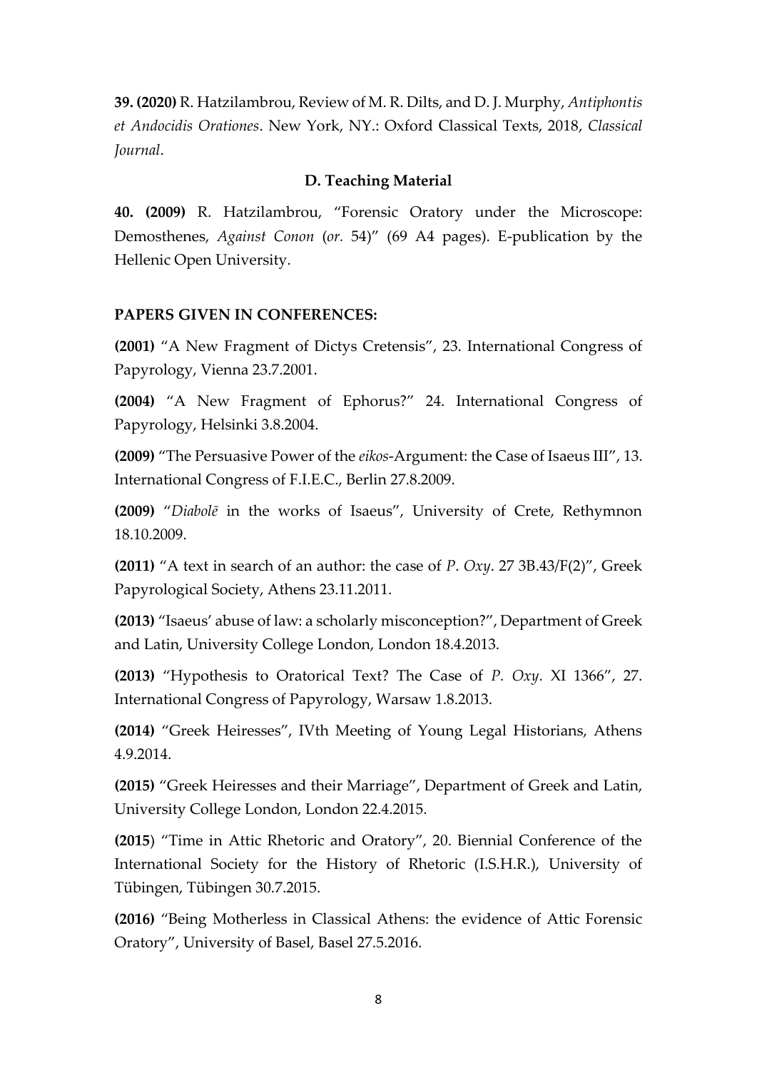**39. (2020)** R. Hatzilambrou, Review of M. R. Dilts, and D. J. Murphy, *Antiphontis et Andocidis Orationes*. New York, NY.: Oxford Classical Texts, 2018, *Classical Journal*.

### D. Teaching Material

**40. (2009)** R. Hatzilambrou, "Forensic Oratory under the Microscope: Demosthenes, *Against Conon* (*or.* 54)" (69 A4 pages). E-publication by the Hellenic Open University.

## PAPERS GIVEN IN CONFERENCES:

**(2001)** "A New Fragment of Dictys Cretensis", 23. International Congress of Papyrology, Vienna 23.7.2001.

**(2004)** "A New Fragment of Ephorus?" 24. International Congress of Papyrology, Helsinki 3.8.2004.

**(2009)** "The Persuasive Power of the *eikos*-Argument: the Case of Isaeus III", 13. International Congress of F.I.E.C., Berlin 27.8.2009.

**(2009)** "*Diabolē* in the works of Isaeus", University of Crete, Rethymnon 18.10.2009.

**(2011)** "A text in search of an author: the case of *P*. *Oxy*. 27 3B.43/F(2)", Greek Papyrological Society, Athens 23.11.2011.

**(2013)** "Isaeus' abuse of law: a scholarly misconception?", Department of Greek and Latin, University College London, London 18.4.2013.

**(2013)** "Hypothesis to Oratorical Text? The Case of *P. Oxy*. XI 1366", 27. International Congress of Papyrology, Warsaw 1.8.2013.

**(2014)** "Greek Heiresses", IVth Meeting of Young Legal Historians, Athens 4.9.2014.

**(2015)** "Greek Heiresses and their Marriage", Department of Greek and Latin, University College London, London 22.4.2015.

**(2015)** "Time in Attic Rhetoric and Oratory", 20. Biennial Conference of the International Society for the History of Rhetoric (I.S.H.R.), University of Tübingen, Tübingen 30.7.2015.

**(2016)** "Being Motherless in Classical Athens: the evidence of Attic Forensic Oratory", University of Basel, Basel 27.5.2016.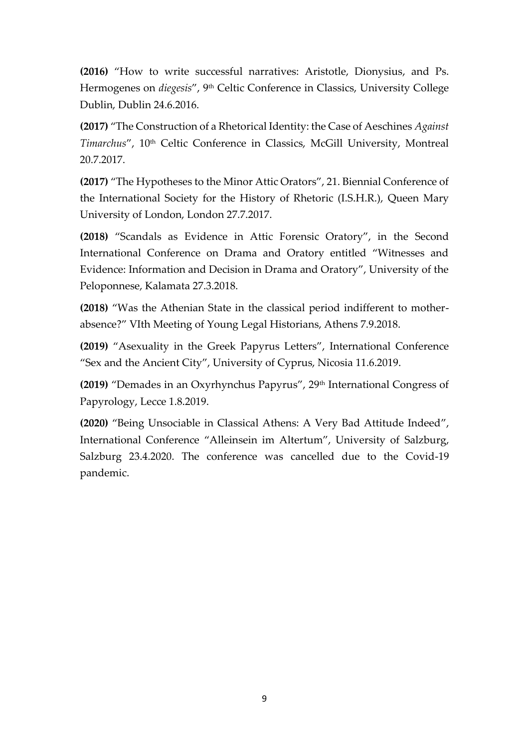**(2016)** "How to write successful narratives: Aristotle, Dionysius, and Ps. Hermogenes on *diegesis*", 9th Celtic Conference in Classics, University College Dublin, Dublin 24.6.2016.

**(2017)** "The Construction of a Rhetorical Identity: the Case of Aeschines *Against Timarchus*", 10th Celtic Conference in Classics, McGill University, Montreal 20.7.2017.

**(2017)** "The Hypotheses to the Minor Attic Orators", 21. Biennial Conference of the International Society for the History of Rhetoric (I.S.H.R.), Queen Mary University of London, London 27.7.2017.

**(2018)** "Scandals as Evidence in Attic Forensic Oratory", in the Second International Conference on Drama and Oratory entitled "Witnesses and Evidence: Information and Decision in Drama and Oratory", University of the Peloponnese, Kalamata 27.3.2018.

**(2018)** "Was the Athenian State in the classical period indifferent to mother-absence?" VIth Meeting of Young Legal Historians, Athens 7.9.2018.

**(2019)** "Asexuality in the Greek Papyrus Letters", International Conference "Sex and the Ancient City", University of Cyprus, Nicosia 11.6.2019.

**(2019)** "Demades in an Oxyrhynchus Papyrus", 29th International Congress of Papyrology, Lecce 1.8.2019.

**(2020)** "Being Unsociable in Classical Athens: A Very Bad Attitude Indeed", International Conference "Alleinsein im Altertum", University of Salzburg, Salzburg 23.4.2020. The conference was cancelled due to the Covid-19 pandemic.